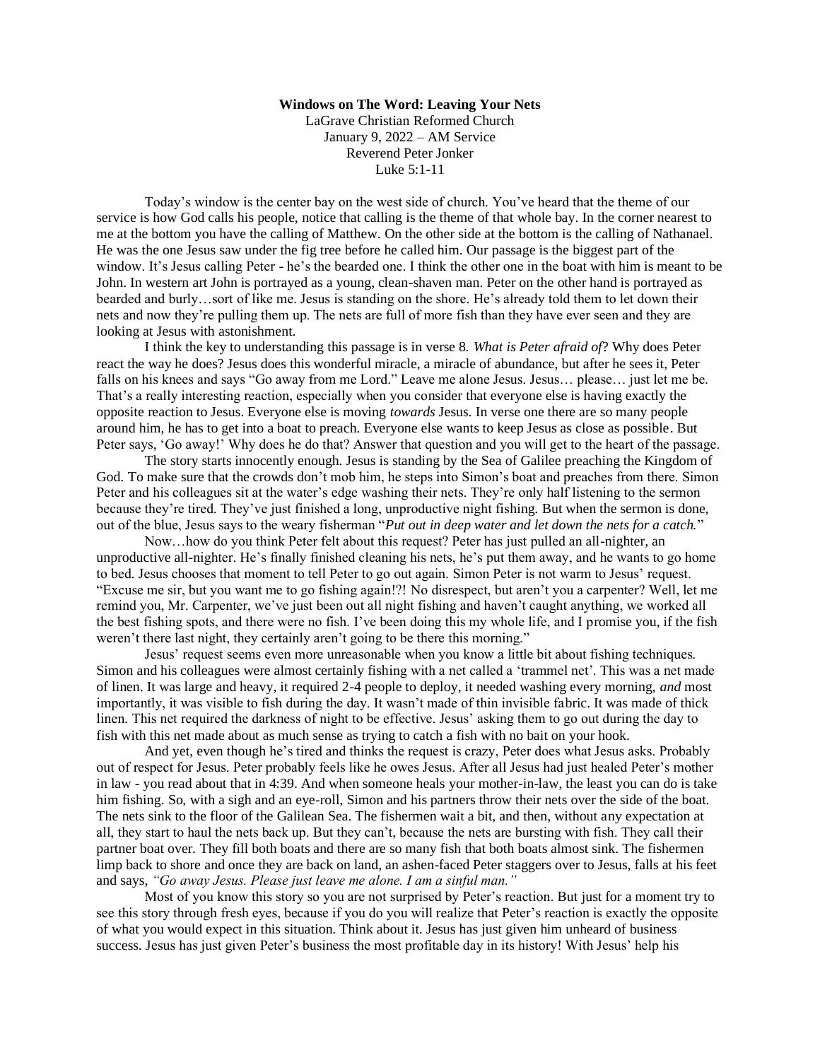**Windows on The Word: Leaving Your Nets**

LaGrave Christian Reformed Church
January 9, 2022 – AM Service
Reverend Peter Jonker
Luke 5:1-11

Today's window is the center bay on the west side of church. You've heard that the theme of our service is how God calls his people, notice that calling is the theme of that whole bay. In the corner nearest to me at the bottom you have the calling of Matthew. On the other side at the bottom is the calling of Nathanael. He was the one Jesus saw under the fig tree before he called him. Our passage is the biggest part of the window. It's Jesus calling Peter - he's the bearded one. I think the other one in the boat with him is meant to be John. In western art John is portrayed as a young, clean-shaven man. Peter on the other hand is portrayed as bearded and burly…sort of like me. Jesus is standing on the shore. He's already told them to let down their nets and now they're pulling them up. The nets are full of more fish than they have ever seen and they are looking at Jesus with astonishment.

I think the key to understanding this passage is in verse 8. *What is Peter afraid of*? Why does Peter react the way he does? Jesus does this wonderful miracle, a miracle of abundance, but after he sees it, Peter falls on his knees and says "Go away from me Lord." Leave me alone Jesus. Jesus… please… just let me be. That's a really interesting reaction, especially when you consider that everyone else is having exactly the opposite reaction to Jesus. Everyone else is moving *towards* Jesus. In verse one there are so many people around him, he has to get into a boat to preach. Everyone else wants to keep Jesus as close as possible. But Peter says, 'Go away!' Why does he do that? Answer that question and you will get to the heart of the passage.

The story starts innocently enough. Jesus is standing by the Sea of Galilee preaching the Kingdom of God. To make sure that the crowds don't mob him, he steps into Simon's boat and preaches from there. Simon Peter and his colleagues sit at the water's edge washing their nets. They're only half listening to the sermon because they're tired. They've just finished a long, unproductive night fishing. But when the sermon is done, out of the blue, Jesus says to the weary fisherman "*Put out in deep water and let down the nets for a catch.*"

Now…how do you think Peter felt about this request? Peter has just pulled an all-nighter, an unproductive all-nighter. He's finally finished cleaning his nets, he's put them away, and he wants to go home to bed. Jesus chooses that moment to tell Peter to go out again. Simon Peter is not warm to Jesus' request. "Excuse me sir, but you want me to go fishing again!?! No disrespect, but aren't you a carpenter? Well, let me remind you, Mr. Carpenter, we've just been out all night fishing and haven't caught anything, we worked all the best fishing spots, and there were no fish. I've been doing this my whole life, and I promise you, if the fish weren't there last night, they certainly aren't going to be there this morning."

Jesus' request seems even more unreasonable when you know a little bit about fishing techniques. Simon and his colleagues were almost certainly fishing with a net called a 'trammel net'. This was a net made of linen. It was large and heavy, it required 2-4 people to deploy, it needed washing every morning, *and* most importantly, it was visible to fish during the day. It wasn't made of thin invisible fabric. It was made of thick linen. This net required the darkness of night to be effective. Jesus' asking them to go out during the day to fish with this net made about as much sense as trying to catch a fish with no bait on your hook.

And yet, even though he's tired and thinks the request is crazy, Peter does what Jesus asks. Probably out of respect for Jesus. Peter probably feels like he owes Jesus. After all Jesus had just healed Peter's mother in law - you read about that in 4:39. And when someone heals your mother-in-law, the least you can do is take him fishing. So, with a sigh and an eye-roll, Simon and his partners throw their nets over the side of the boat. The nets sink to the floor of the Galilean Sea. The fishermen wait a bit, and then, without any expectation at all, they start to haul the nets back up. But they can't, because the nets are bursting with fish. They call their partner boat over. They fill both boats and there are so many fish that both boats almost sink. The fishermen limp back to shore and once they are back on land, an ashen-faced Peter staggers over to Jesus, falls at his feet and says, *"Go away Jesus. Please just leave me alone. I am a sinful man."*

Most of you know this story so you are not surprised by Peter's reaction. But just for a moment try to see this story through fresh eyes, because if you do you will realize that Peter's reaction is exactly the opposite of what you would expect in this situation. Think about it. Jesus has just given him unheard of business success. Jesus has just given Peter's business the most profitable day in its history! With Jesus' help his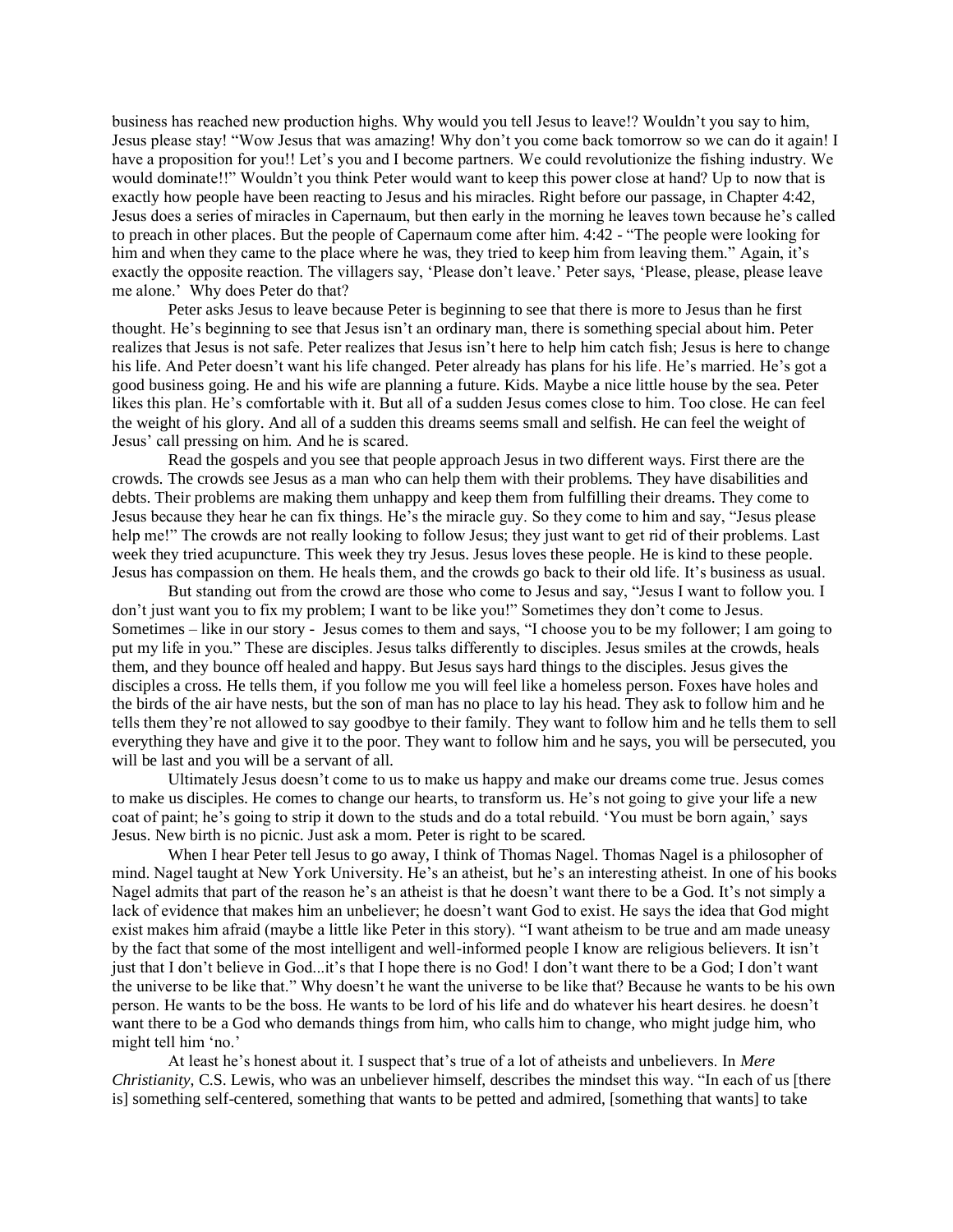business has reached new production highs. Why would you tell Jesus to leave!? Wouldn't you say to him, Jesus please stay! "Wow Jesus that was amazing! Why don't you come back tomorrow so we can do it again! I have a proposition for you!! Let's you and I become partners. We could revolutionize the fishing industry. We would dominate!!" Wouldn't you think Peter would want to keep this power close at hand? Up to now that is exactly how people have been reacting to Jesus and his miracles. Right before our passage, in Chapter 4:42, Jesus does a series of miracles in Capernaum, but then early in the morning he leaves town because he's called to preach in other places. But the people of Capernaum come after him. 4:42 - "The people were looking for him and when they came to the place where he was, they tried to keep him from leaving them." Again, it's exactly the opposite reaction. The villagers say, 'Please don't leave.' Peter says, 'Please, please, please leave me alone.' Why does Peter do that?

Peter asks Jesus to leave because Peter is beginning to see that there is more to Jesus than he first thought. He's beginning to see that Jesus isn't an ordinary man, there is something special about him. Peter realizes that Jesus is not safe. Peter realizes that Jesus isn't here to help him catch fish; Jesus is here to change his life. And Peter doesn't want his life changed. Peter already has plans for his life. He's married. He's got a good business going. He and his wife are planning a future. Kids. Maybe a nice little house by the sea. Peter likes this plan. He's comfortable with it. But all of a sudden Jesus comes close to him. Too close. He can feel the weight of his glory. And all of a sudden this dreams seems small and selfish. He can feel the weight of Jesus' call pressing on him. And he is scared.

Read the gospels and you see that people approach Jesus in two different ways. First there are the crowds. The crowds see Jesus as a man who can help them with their problems. They have disabilities and debts. Their problems are making them unhappy and keep them from fulfilling their dreams. They come to Jesus because they hear he can fix things. He's the miracle guy. So they come to him and say, "Jesus please help me!" The crowds are not really looking to follow Jesus; they just want to get rid of their problems. Last week they tried acupuncture. This week they try Jesus. Jesus loves these people. He is kind to these people. Jesus has compassion on them. He heals them, and the crowds go back to their old life. It's business as usual.

But standing out from the crowd are those who come to Jesus and say, "Jesus I want to follow you. I don't just want you to fix my problem; I want to be like you!" Sometimes they don't come to Jesus. Sometimes – like in our story - Jesus comes to them and says, "I choose you to be my follower; I am going to put my life in you." These are disciples. Jesus talks differently to disciples. Jesus smiles at the crowds, heals them, and they bounce off healed and happy. But Jesus says hard things to the disciples. Jesus gives the disciples a cross. He tells them, if you follow me you will feel like a homeless person. Foxes have holes and the birds of the air have nests, but the son of man has no place to lay his head. They ask to follow him and he tells them they're not allowed to say goodbye to their family. They want to follow him and he tells them to sell everything they have and give it to the poor. They want to follow him and he says, you will be persecuted, you will be last and you will be a servant of all.

Ultimately Jesus doesn't come to us to make us happy and make our dreams come true. Jesus comes to make us disciples. He comes to change our hearts, to transform us. He's not going to give your life a new coat of paint; he's going to strip it down to the studs and do a total rebuild. 'You must be born again,' says Jesus. New birth is no picnic. Just ask a mom. Peter is right to be scared.

When I hear Peter tell Jesus to go away, I think of Thomas Nagel. Thomas Nagel is a philosopher of mind. Nagel taught at New York University. He's an atheist, but he's an interesting atheist. In one of his books Nagel admits that part of the reason he's an atheist is that he doesn't want there to be a God. It's not simply a lack of evidence that makes him an unbeliever; he doesn't want God to exist. He says the idea that God might exist makes him afraid (maybe a little like Peter in this story). "I want atheism to be true and am made uneasy by the fact that some of the most intelligent and well-informed people I know are religious believers. It isn't just that I don't believe in God...it's that I hope there is no God! I don't want there to be a God; I don't want the universe to be like that." Why doesn't he want the universe to be like that? Because he wants to be his own person. He wants to be the boss. He wants to be lord of his life and do whatever his heart desires. he doesn't want there to be a God who demands things from him, who calls him to change, who might judge him, who might tell him 'no.'

At least he's honest about it. I suspect that's true of a lot of atheists and unbelievers. In *Mere Christianity*, C.S. Lewis, who was an unbeliever himself, describes the mindset this way. "In each of us [there is] something self-centered, something that wants to be petted and admired, [something that wants] to take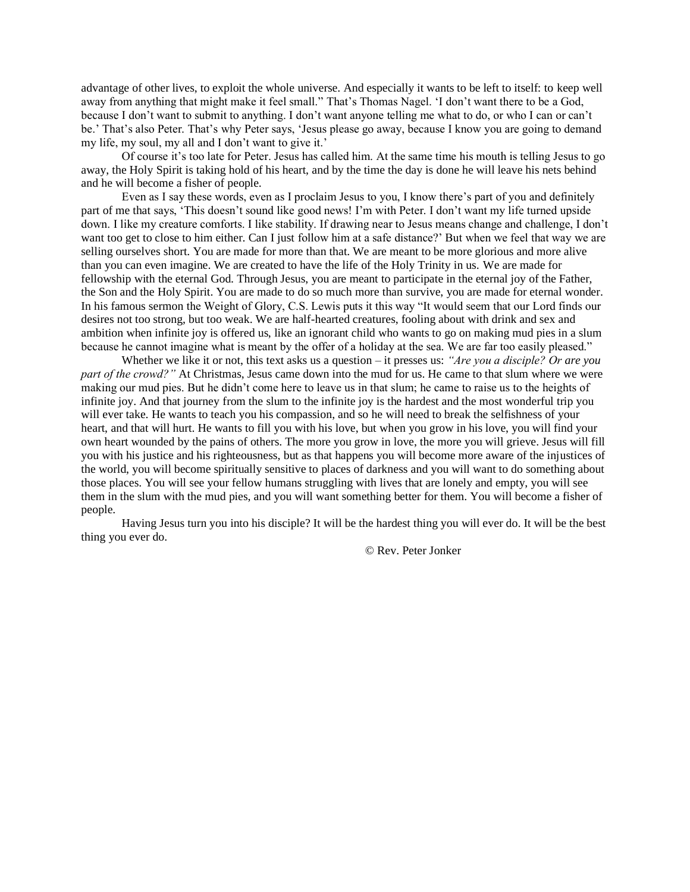advantage of other lives, to exploit the whole universe. And especially it wants to be left to itself: to keep well away from anything that might make it feel small." That's Thomas Nagel. 'I don't want there to be a God, because I don't want to submit to anything. I don't want anyone telling me what to do, or who I can or can't be.' That's also Peter. That's why Peter says, 'Jesus please go away, because I know you are going to demand my life, my soul, my all and I don't want to give it.'

Of course it's too late for Peter. Jesus has called him. At the same time his mouth is telling Jesus to go away, the Holy Spirit is taking hold of his heart, and by the time the day is done he will leave his nets behind and he will become a fisher of people.

Even as I say these words, even as I proclaim Jesus to you, I know there's part of you and definitely part of me that says, 'This doesn't sound like good news! I'm with Peter. I don't want my life turned upside down. I like my creature comforts. I like stability. If drawing near to Jesus means change and challenge, I don't want too get to close to him either. Can I just follow him at a safe distance?' But when we feel that way we are selling ourselves short. You are made for more than that. We are meant to be more glorious and more alive than you can even imagine. We are created to have the life of the Holy Trinity in us. We are made for fellowship with the eternal God. Through Jesus, you are meant to participate in the eternal joy of the Father, the Son and the Holy Spirit. You are made to do so much more than survive, you are made for eternal wonder. In his famous sermon the Weight of Glory, C.S. Lewis puts it this way "It would seem that our Lord finds our desires not too strong, but too weak. We are half-hearted creatures, fooling about with drink and sex and ambition when infinite joy is offered us, like an ignorant child who wants to go on making mud pies in a slum because he cannot imagine what is meant by the offer of a holiday at the sea. We are far too easily pleased."

Whether we like it or not, this text asks us a question – it presses us: *"Are you a disciple? Or are you part of the crowd?"* At Christmas, Jesus came down into the mud for us. He came to that slum where we were making our mud pies. But he didn't come here to leave us in that slum; he came to raise us to the heights of infinite joy. And that journey from the slum to the infinite joy is the hardest and the most wonderful trip you will ever take. He wants to teach you his compassion, and so he will need to break the selfishness of your heart, and that will hurt. He wants to fill you with his love, but when you grow in his love, you will find your own heart wounded by the pains of others. The more you grow in love, the more you will grieve. Jesus will fill you with his justice and his righteousness, but as that happens you will become more aware of the injustices of the world, you will become spiritually sensitive to places of darkness and you will want to do something about those places. You will see your fellow humans struggling with lives that are lonely and empty, you will see them in the slum with the mud pies, and you will want something better for them. You will become a fisher of people.

Having Jesus turn you into his disciple? It will be the hardest thing you will ever do. It will be the best thing you ever do.

© Rev. Peter Jonker